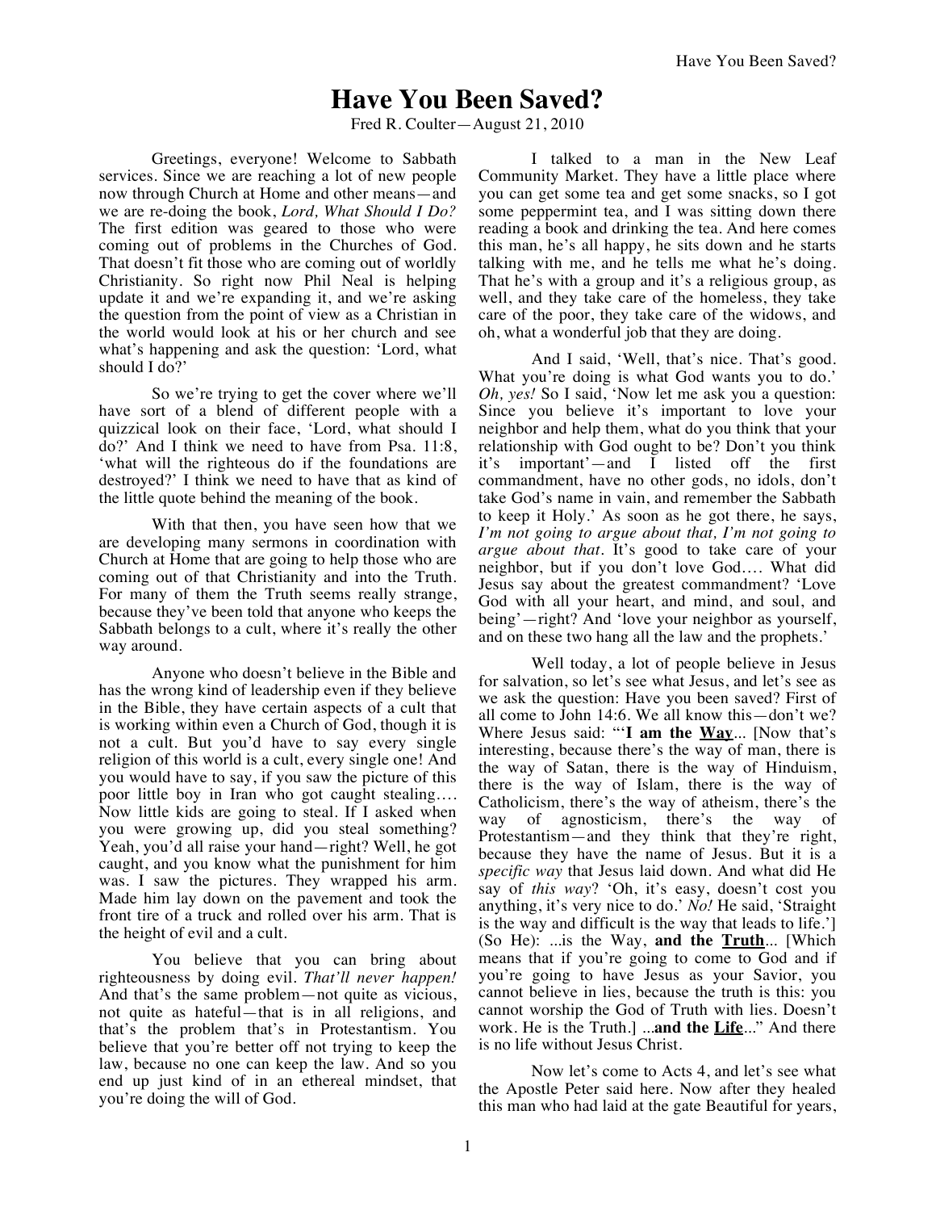# Have You Been Saved?

Fred R. Coulter—August 21, 2010

Greetings, everyone! Welcome to Sabbath services. Since we are reaching a lot of new people now through Church at Home and other means—and we are re-doing the book, *Lord, What Should I Do?* The first edition was geared to those who were coming out of problems in the Churches of God. That doesn't fit those who are coming out of worldly Christianity. So right now Phil Neal is helping update it and we're expanding it, and we're asking the question from the point of view as a Christian in the world would look at his or her church and see what's happening and ask the question: 'Lord, what should I do?'

So we're trying to get the cover where we'll have sort of a blend of different people with a quizzical look on their face, 'Lord, what should I do?' And I think we need to have from Psa. 11:8, 'what will the righteous do if the foundations are destroyed?' I think we need to have that as kind of the little quote behind the meaning of the book.

With that then, you have seen how that we are developing many sermons in coordination with Church at Home that are going to help those who are coming out of that Christianity and into the Truth. For many of them the Truth seems really strange, because they've been told that anyone who keeps the Sabbath belongs to a cult, where it's really the other way around.

Anyone who doesn't believe in the Bible and has the wrong kind of leadership even if they believe in the Bible, they have certain aspects of a cult that is working within even a Church of God, though it is not a cult. But you'd have to say every single religion of this world is a cult, every single one! And you would have to say, if you saw the picture of this poor little boy in Iran who got caught stealing…. Now little kids are going to steal. If I asked when you were growing up, did you steal something? Yeah, you'd all raise your hand—right? Well, he got caught, and you know what the punishment for him was. I saw the pictures. They wrapped his arm. Made him lay down on the pavement and took the front tire of a truck and rolled over his arm. That is the height of evil and a cult.

You believe that you can bring about righteousness by doing evil. *That'll never happen!* And that's the same problem—not quite as vicious, not quite as hateful—that is in all religions, and that's the problem that's in Protestantism. You believe that you're better off not trying to keep the law, because no one can keep the law. And so you end up just kind of in an ethereal mindset, that you're doing the will of God.

I talked to a man in the New Leaf Community Market. They have a little place where you can get some tea and get some snacks, so I got some peppermint tea, and I was sitting down there reading a book and drinking the tea. And here comes this man, he's all happy, he sits down and he starts talking with me, and he tells me what he's doing. That he's with a group and it's a religious group, as well, and they take care of the homeless, they take care of the poor, they take care of the widows, and oh, what a wonderful job that they are doing.

And I said, 'Well, that's nice. That's good. What you're doing is what God wants you to do.' *Oh, yes!* So I said, 'Now let me ask you a question: Since you believe it's important to love your neighbor and help them, what do you think that your relationship with God ought to be? Don't you think it's important'—and I listed off the first commandment, have no other gods, no idols, don't take God's name in vain, and remember the Sabbath to keep it Holy.' As soon as he got there, he says, *I'm not going to argue about that, I'm not going to argue about that*. It's good to take care of your neighbor, but if you don't love God…. What did Jesus say about the greatest commandment? 'Love God with all your heart, and mind, and soul, and being'—right? And 'love your neighbor as yourself, and on these two hang all the law and the prophets.'

Well today, a lot of people believe in Jesus for salvation, so let's see what Jesus, and let's see as we ask the question: Have you been saved? First of all come to John 14:6. We all know this—don't we? Where Jesus said: "'**I am the <u>Way</u>**... [Now that's interesting, because there's the way of man, there is the way of Satan, there is the way of Hinduism, there is the way of Islam, there is the way of Catholicism, there's the way of atheism, there's the way of agnosticism, there's the way of Protestantism—and they think that they're right, because they have the name of Jesus. But it is a *specific way* that Jesus laid down. And what did He say of *this way*? 'Oh, it's easy, doesn't cost you anything, it's very nice to do.' *No!* He said, 'Straight is the way and difficult is the way that leads to life.'] (So He): ...is the Way, **and the <u>Truth</u>**... [Which means that if you're going to come to God and if you're going to have Jesus as your Savior, you cannot believe in lies, because the truth is this: you cannot worship the God of Truth with lies. Doesn't work. He is the Truth.] ...**and the <u>Life</u>**..." And there is no life without Jesus Christ.

Now let's come to Acts 4, and let's see what the Apostle Peter said here. Now after they healed this man who had laid at the gate Beautiful for years,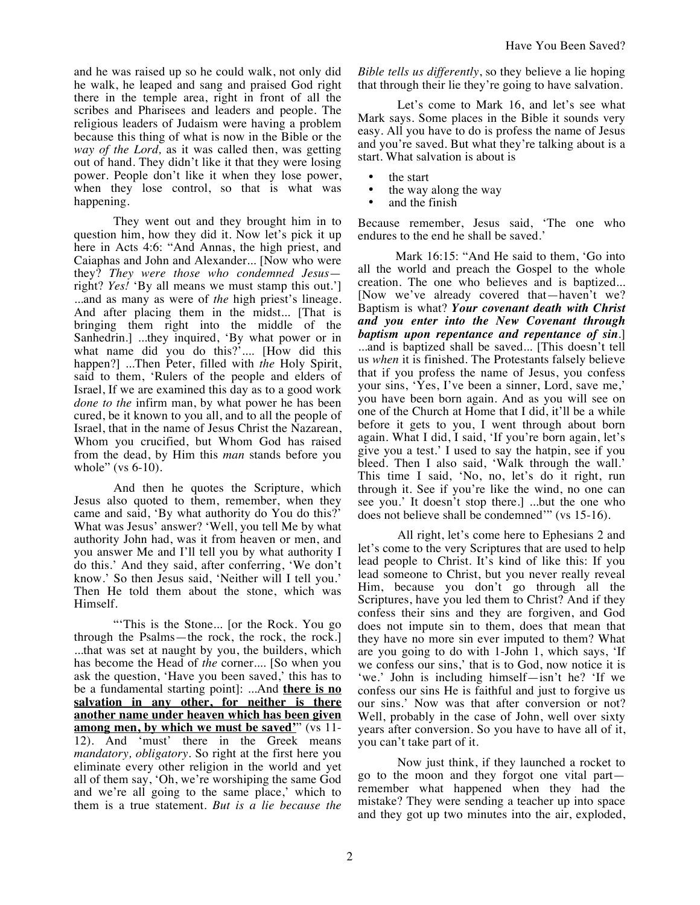and he was raised up so he could walk, not only did he walk, he leaped and sang and praised God right there in the temple area, right in front of all the scribes and Pharisees and leaders and people. The religious leaders of Judaism were having a problem because this thing of what is now in the Bible or the *way of the Lord,* as it was called then, was getting out of hand. They didn't like it that they were losing power. People don't like it when they lose power, when they lose control, so that is what was happening.

They went out and they brought him in to question him, how they did it. Now let's pick it up here in Acts 4:6: "And Annas, the high priest, and Caiaphas and John and Alexander... [Now who were they? *They were those who condemned Jesus*—right? *Yes!* 'By all means we must stamp this out.'] ...and as many as were of *the* high priest's lineage. And after placing them in the midst... [That is bringing them right into the middle of the Sanhedrin.] ...they inquired, 'By what power or in what name did you do this?'.... [How did this happen?] ...Then Peter, filled with *the* Holy Spirit, said to them, 'Rulers of the people and elders of Israel, If we are examined this day as to a good work *done to the* infirm man, by what power he has been cured, be it known to you all, and to all the people of Israel, that in the name of Jesus Christ the Nazarean, Whom you crucified, but Whom God has raised from the dead, by Him this *man* stands before you whole" (vs 6-10).

And then he quotes the Scripture, which Jesus also quoted to them, remember, when they came and said, 'By what authority do You do this?' What was Jesus' answer? 'Well, you tell Me by what authority John had, was it from heaven or men, and you answer Me and I'll tell you by what authority I do this.' And they said, after conferring, 'We don't know.' So then Jesus said, 'Neither will I tell you.' Then He told them about the stone, which was Himself.

"'This is the Stone... [or the Rock. You go through the Psalms—the rock, the rock, the rock.] ...that was set at naught by you, the builders, which has become the Head of *the* corner.... [So when you ask the question, 'Have you been saved,' this has to be a fundamental starting point]: ...And **<u>there is no salvation in any other, for neither is there another name under heaven which has been given among men, by which we must be saved'</u>**" (vs 11-12). And 'must' there in the Greek means *mandatory, obligatory*. So right at the first here you eliminate every other religion in the world and yet all of them say, 'Oh, we're worshiping the same God and we're all going to the same place,' which to them is a true statement. *But is a lie because the Bible tells us differently*, so they believe a lie hoping that through their lie they're going to have salvation.

Let's come to Mark 16, and let's see what Mark says. Some places in the Bible it sounds very easy. All you have to do is profess the name of Jesus and you're saved. But what they're talking about is a start. What salvation is about is

- the start
- the way along the way
- and the finish

Because remember, Jesus said, 'The one who endures to the end he shall be saved.'

Mark 16:15: "And He said to them, 'Go into all the world and preach the Gospel to the whole creation. The one who believes and is baptized... [Now we've already covered that—haven't we? Baptism is what? ***Your covenant death with Christ and you enter into the New Covenant through baptism upon repentance and repentance of sin***.] ...and is baptized shall be saved... [This doesn't tell us *when* it is finished. The Protestants falsely believe that if you profess the name of Jesus, you confess your sins, 'Yes, I've been a sinner, Lord, save me,' you have been born again. And as you will see on one of the Church at Home that I did, it'll be a while before it gets to you, I went through about born again. What I did, I said, 'If you're born again, let's give you a test.' I used to say the hatpin, see if you bleed. Then I also said, 'Walk through the wall.' This time I said, 'No, no, let's do it right, run through it. See if you're like the wind, no one can see you.' It doesn't stop there.] ...but the one who does not believe shall be condemned'" (vs 15-16).

All right, let's come here to Ephesians 2 and let's come to the very Scriptures that are used to help lead people to Christ. It's kind of like this: If you lead someone to Christ, but you never really reveal Him, because you don't go through all the Scriptures, have you led them to Christ? And if they confess their sins and they are forgiven, and God does not impute sin to them, does that mean that they have no more sin ever imputed to them? What are you going to do with 1-John 1, which says, 'If we confess our sins,' that is to God, now notice it is 'we.' John is including himself—isn't he? 'If we confess our sins He is faithful and just to forgive us our sins.' Now was that after conversion or not? Well, probably in the case of John, well over sixty years after conversion. So you have to have all of it, you can't take part of it.

Now just think, if they launched a rocket to go to the moon and they forgot one vital part—remember what happened when they had the mistake? They were sending a teacher up into space and they got up two minutes into the air, exploded,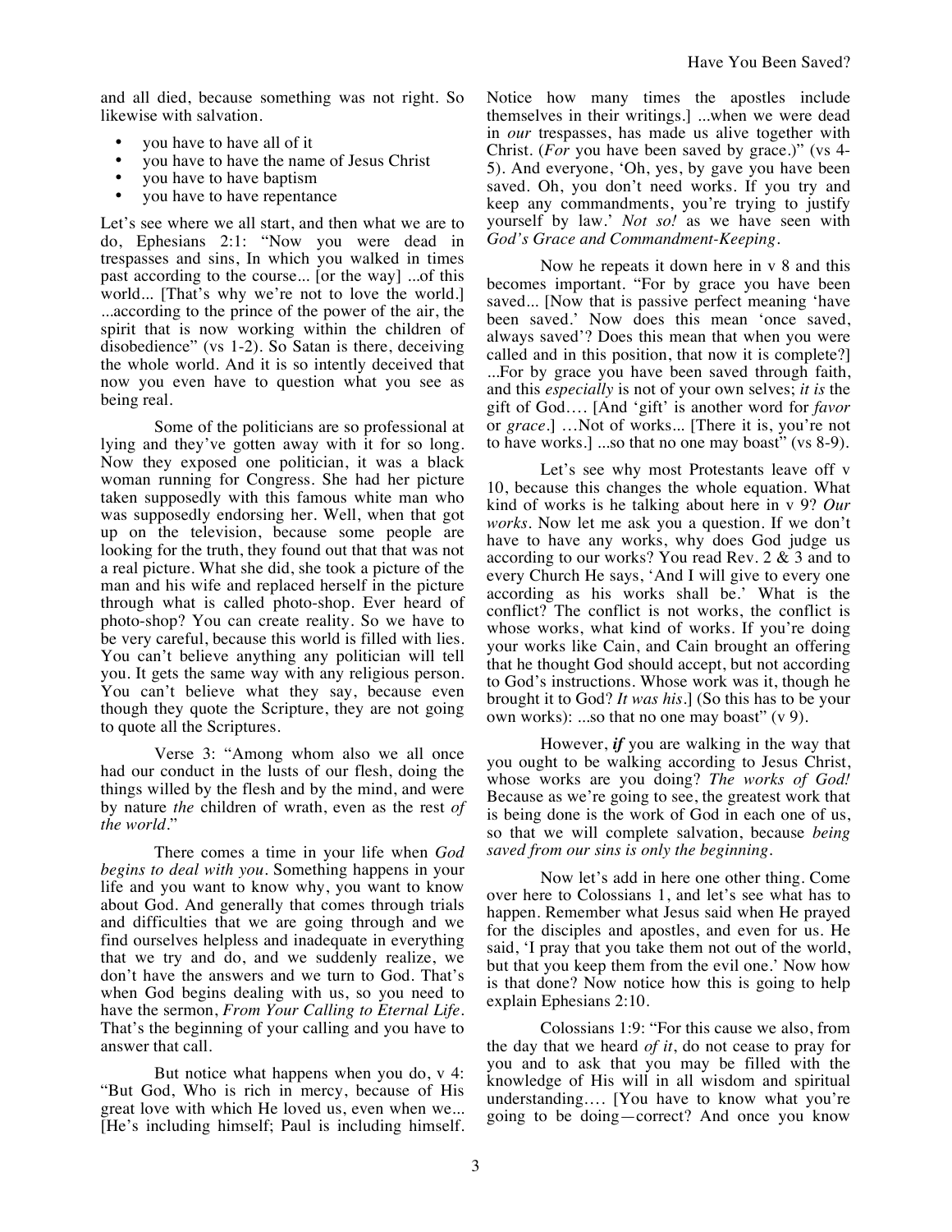and all died, because something was not right. So likewise with salvation.

- you have to have all of it
- you have to have the name of Jesus Christ
- you have to have baptism
- you have to have repentance

Let's see where we all start, and then what we are to do, Ephesians 2:1: "Now you were dead in trespasses and sins, In which you walked in times past according to the course... [or the way] ...of this world... [That's why we're not to love the world.] ...according to the prince of the power of the air, the spirit that is now working within the children of disobedience" (vs 1-2). So Satan is there, deceiving the whole world. And it is so intently deceived that now you even have to question what you see as being real.

Some of the politicians are so professional at lying and they've gotten away with it for so long. Now they exposed one politician, it was a black woman running for Congress. She had her picture taken supposedly with this famous white man who was supposedly endorsing her. Well, when that got up on the television, because some people are looking for the truth, they found out that that was not a real picture. What she did, she took a picture of the man and his wife and replaced herself in the picture through what is called photo-shop. Ever heard of photo-shop? You can create reality. So we have to be very careful, because this world is filled with lies. You can't believe anything any politician will tell you. It gets the same way with any religious person. You can't believe what they say, because even though they quote the Scripture, they are not going to quote all the Scriptures.

Verse 3: "Among whom also we all once had our conduct in the lusts of our flesh, doing the things willed by the flesh and by the mind, and were by nature *the* children of wrath, even as the rest *of the world*."

There comes a time in your life when *God begins to deal with you*. Something happens in your life and you want to know why, you want to know about God. And generally that comes through trials and difficulties that we are going through and we find ourselves helpless and inadequate in everything that we try and do, and we suddenly realize, we don't have the answers and we turn to God. That's when God begins dealing with us, so you need to have the sermon, *From Your Calling to Eternal Life*. That's the beginning of your calling and you have to answer that call.

But notice what happens when you do, v 4: "But God, Who is rich in mercy, because of His great love with which He loved us, even when we... [He's including himself; Paul is including himself. Notice how many times the apostles include themselves in their writings.] ...when we were dead in *our* trespasses, has made us alive together with Christ. (*For* you have been saved by grace.)" (vs 4-5). And everyone, 'Oh, yes, by gave you have been saved. Oh, you don't need works. If you try and keep any commandments, you're trying to justify yourself by law.' *Not so!* as we have seen with *God's Grace and Commandment-Keeping*.

Now he repeats it down here in v 8 and this becomes important. "For by grace you have been saved... [Now that is passive perfect meaning 'have been saved.' Now does this mean 'once saved, always saved'? Does this mean that when you were called and in this position, that now it is complete?] ...For by grace you have been saved through faith, and this *especially* is not of your own selves; *it is* the gift of God…. [And 'gift' is another word for *favor* or *grace*.] …Not of works... [There it is, you're not to have works.] ...so that no one may boast" (vs 8-9).

Let's see why most Protestants leave off v 10, because this changes the whole equation. What kind of works is he talking about here in v 9? *Our works*. Now let me ask you a question. If we don't have to have any works, why does God judge us according to our works? You read Rev. 2 & 3 and to every Church He says, 'And I will give to every one according as his works shall be.' What is the conflict? The conflict is not works, the conflict is whose works, what kind of works. If you're doing your works like Cain, and Cain brought an offering that he thought God should accept, but not according to God's instructions. Whose work was it, though he brought it to God? *It was his*.] (So this has to be your own works): ...so that no one may boast" (v 9).

However, ***if*** you are walking in the way that you ought to be walking according to Jesus Christ, whose works are you doing? *The works of God!* Because as we're going to see, the greatest work that is being done is the work of God in each one of us, so that we will complete salvation, because *being saved from our sins is only the beginning*.

Now let's add in here one other thing. Come over here to Colossians 1, and let's see what has to happen. Remember what Jesus said when He prayed for the disciples and apostles, and even for us. He said, 'I pray that you take them not out of the world, but that you keep them from the evil one.' Now how is that done? Now notice how this is going to help explain Ephesians 2:10.

Colossians 1:9: "For this cause we also, from the day that we heard *of it*, do not cease to pray for you and to ask that you may be filled with the knowledge of His will in all wisdom and spiritual understanding…. [You have to know what you're going to be doing—correct? And once you know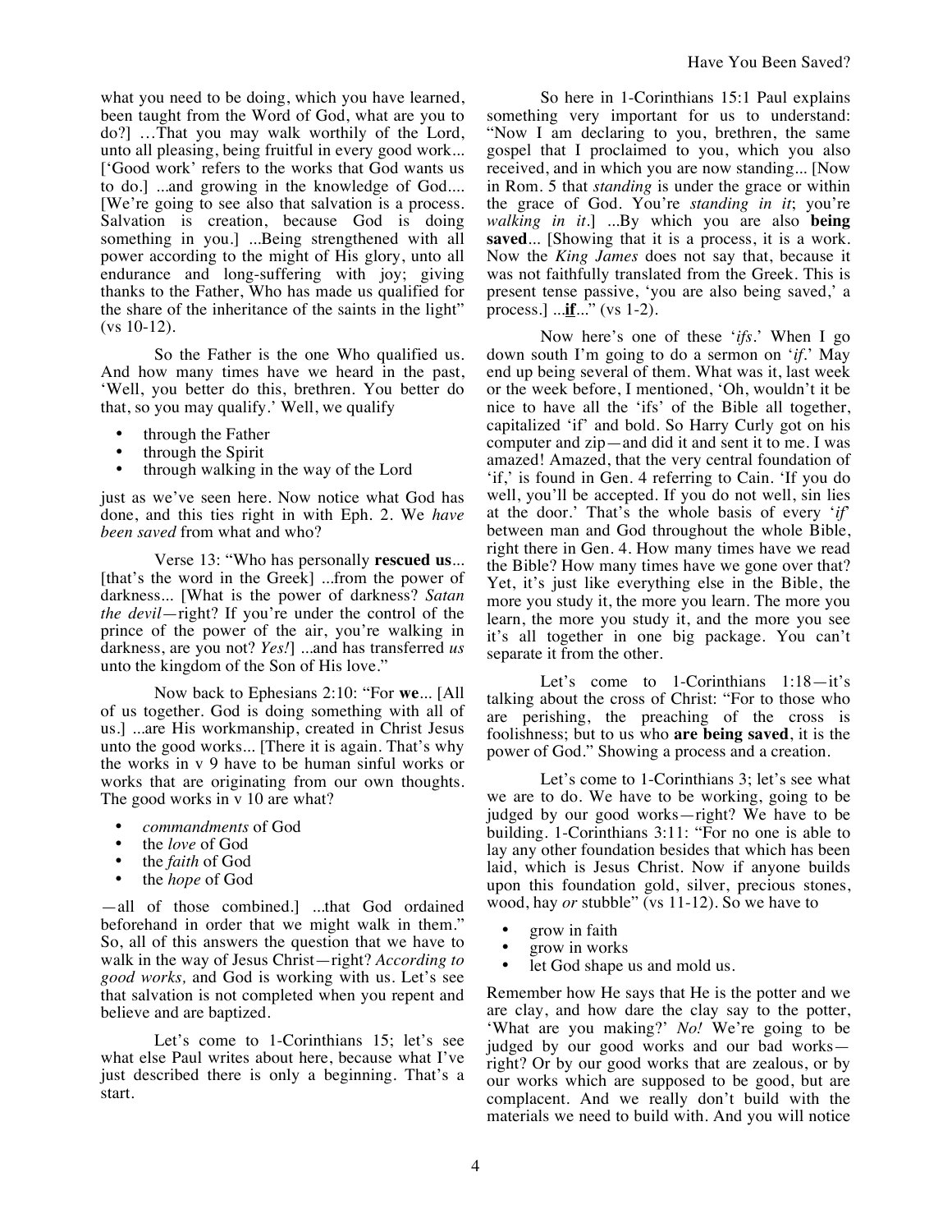what you need to be doing, which you have learned, been taught from the Word of God, what are you to do?] …That you may walk worthily of the Lord, unto all pleasing, being fruitful in every good work... ['Good work' refers to the works that God wants us to do.] ...and growing in the knowledge of God.... [We're going to see also that salvation is a process. Salvation is creation, because God is doing something in you.] ...Being strengthened with all power according to the might of His glory, unto all endurance and long-suffering with joy; giving thanks to the Father, Who has made us qualified for the share of the inheritance of the saints in the light" (vs 10-12).

So the Father is the one Who qualified us. And how many times have we heard in the past, 'Well, you better do this, brethren. You better do that, so you may qualify.' Well, we qualify

- through the Father
- through the Spirit
- through walking in the way of the Lord

just as we've seen here. Now notice what God has done, and this ties right in with Eph. 2. We *have been saved* from what and who?

Verse 13: "Who has personally **rescued us**... [that's the word in the Greek] ...from the power of darkness... [What is the power of darkness? *Satan the devil*—right? If you're under the control of the prince of the power of the air, you're walking in darkness, are you not? *Yes!*] ...and has transferred *us* unto the kingdom of the Son of His love."

Now back to Ephesians 2:10: "For **we**... [All of us together. God is doing something with all of us.] ...are His workmanship, created in Christ Jesus unto the good works... [There it is again. That's why the works in v 9 have to be human sinful works or works that are originating from our own thoughts. The good works in v 10 are what?

- *commandments* of God
- the *love* of God
- the *faith* of God
- the *hope* of God

—all of those combined.] ...that God ordained beforehand in order that we might walk in them." So, all of this answers the question that we have to walk in the way of Jesus Christ—right? *According to good works,* and God is working with us. Let's see that salvation is not completed when you repent and believe and are baptized.

Let's come to 1-Corinthians 15; let's see what else Paul writes about here, because what I've just described there is only a beginning. That's a start.

So here in 1-Corinthians 15:1 Paul explains something very important for us to understand: "Now I am declaring to you, brethren, the same gospel that I proclaimed to you, which you also received, and in which you are now standing... [Now in Rom. 5 that *standing* is under the grace or within the grace of God. You're *standing in it*; you're *walking in it*.] ...By which you are also **being saved**... [Showing that it is a process, it is a work. Now the *King James* does not say that, because it was not faithfully translated from the Greek. This is present tense passive, 'you are also being saved,' a process.] ...**if**..." (vs 1-2).

Now here's one of these '*ifs*.' When I go down south I'm going to do a sermon on '*if*.' May end up being several of them. What was it, last week or the week before, I mentioned, 'Oh, wouldn't it be nice to have all the 'ifs' of the Bible all together, capitalized 'if' and bold. So Harry Curly got on his computer and zip—and did it and sent it to me. I was amazed! Amazed, that the very central foundation of 'if,' is found in Gen. 4 referring to Cain. 'If you do well, you'll be accepted. If you do not well, sin lies at the door.' That's the whole basis of every '*if*' between man and God throughout the whole Bible, right there in Gen. 4. How many times have we read the Bible? How many times have we gone over that? Yet, it's just like everything else in the Bible, the more you study it, the more you learn. The more you learn, the more you study it, and the more you see it's all together in one big package. You can't separate it from the other.

Let's come to 1-Corinthians 1:18—it's talking about the cross of Christ: "For to those who are perishing, the preaching of the cross is foolishness; but to us who **are being saved**, it is the power of God." Showing a process and a creation.

Let's come to 1-Corinthians 3; let's see what we are to do. We have to be working, going to be judged by our good works—right? We have to be building. 1-Corinthians 3:11: "For no one is able to lay any other foundation besides that which has been laid, which is Jesus Christ. Now if anyone builds upon this foundation gold, silver, precious stones, wood, hay *or* stubble" (vs 11-12). So we have to

- grow in faith
- grow in works
- let God shape us and mold us.

Remember how He says that He is the potter and we are clay, and how dare the clay say to the potter, 'What are you making?' *No!* We're going to be judged by our good works and our bad works—right? Or by our good works that are zealous, or by our works which are supposed to be good, but are complacent. And we really don't build with the materials we need to build with. And you will notice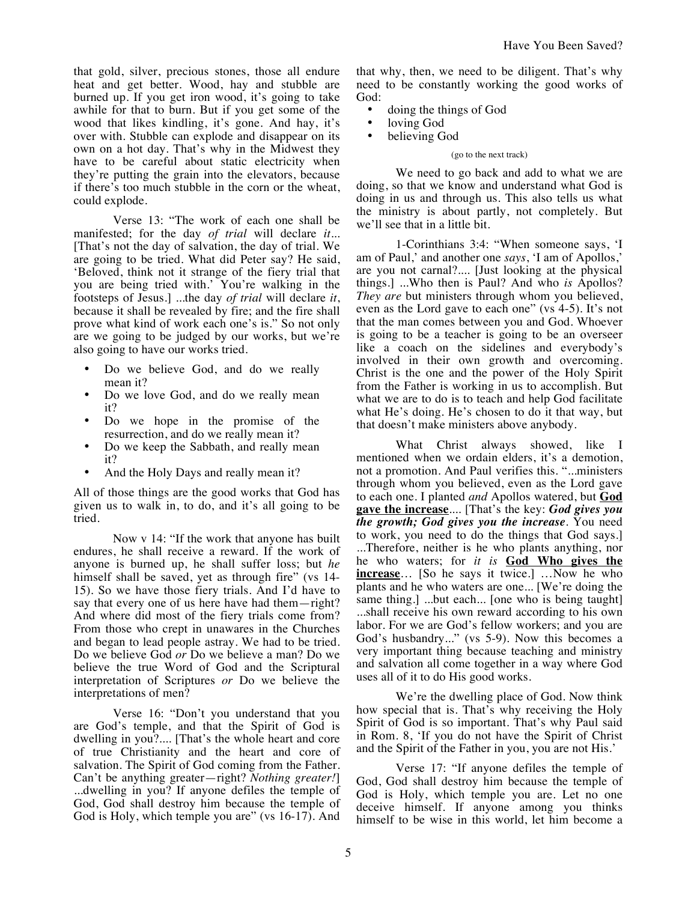that gold, silver, precious stones, those all endure heat and get better. Wood, hay and stubble are burned up. If you get iron wood, it's going to take awhile for that to burn. But if you get some of the wood that likes kindling, it's gone. And hay, it's over with. Stubble can explode and disappear on its own on a hot day. That's why in the Midwest they have to be careful about static electricity when they're putting the grain into the elevators, because if there's too much stubble in the corn or the wheat, could explode.

Verse 13: "The work of each one shall be manifested; for the day *of trial* will declare *it*... [That's not the day of salvation, the day of trial. We are going to be tried. What did Peter say? He said, 'Beloved, think not it strange of the fiery trial that you are being tried with.' You're walking in the footsteps of Jesus.] ...the day *of trial* will declare *it*, because it shall be revealed by fire; and the fire shall prove what kind of work each one's is." So not only are we going to be judged by our works, but we're also going to have our works tried.

- Do we believe God, and do we really mean it?
- Do we love God, and do we really mean it?
- Do we hope in the promise of the resurrection, and do we really mean it?
- Do we keep the Sabbath, and really mean it?
- And the Holy Days and really mean it?

All of those things are the good works that God has given us to walk in, to do, and it's all going to be tried.

Now v 14: "If the work that anyone has built endures, he shall receive a reward. If the work of anyone is burned up, he shall suffer loss; but *he* himself shall be saved, yet as through fire" (vs 14-15). So we have those fiery trials. And I'd have to say that every one of us here have had them—right? And where did most of the fiery trials come from? From those who crept in unawares in the Churches and began to lead people astray. We had to be tried. Do we believe God *or* Do we believe a man? Do we believe the true Word of God and the Scriptural interpretation of Scriptures *or* Do we believe the interpretations of men?

Verse 16: "Don't you understand that you are God's temple, and that the Spirit of God is dwelling in you?.... [That's the whole heart and core of true Christianity and the heart and core of salvation. The Spirit of God coming from the Father. Can't be anything greater—right? *Nothing greater!*] ...dwelling in you? If anyone defiles the temple of God, God shall destroy him because the temple of God is Holy, which temple you are" (vs 16-17). And that why, then, we need to be diligent. That's why need to be constantly working the good works of God:

- doing the things of God
- loving God
- believing God

(go to the next track)

We need to go back and add to what we are doing, so that we know and understand what God is doing in us and through us. This also tells us what the ministry is about partly, not completely. But we'll see that in a little bit.

1-Corinthians 3:4: "When someone says, 'I am of Paul,' and another one *says*, 'I am of Apollos,' are you not carnal?.... [Just looking at the physical things.] ...Who then is Paul? And who *is* Apollos? *They are* but ministers through whom you believed, even as the Lord gave to each one" (vs 4-5). It's not that the man comes between you and God. Whoever is going to be a teacher is going to be an overseer like a coach on the sidelines and everybody's involved in their own growth and overcoming. Christ is the one and the power of the Holy Spirit from the Father is working in us to accomplish. But what we are to do is to teach and help God facilitate what He's doing. He's chosen to do it that way, but that doesn't make ministers above anybody.

What Christ always showed, like I mentioned when we ordain elders, it's a demotion, not a promotion. And Paul verifies this. "...ministers through whom you believed, even as the Lord gave to each one. I planted *and* Apollos watered, but **<u>God gave the increase</u>**.... [That's the key: ***God gives you the growth; God gives you the increase***. You need to work, you need to do the things that God says.] ...Therefore, neither is he who plants anything, nor he who waters; for *it is* **<u>God Who gives the increase</u>**… [So he says it twice.] …Now he who plants and he who waters are one... [We're doing the same thing.] ...but each... [one who is being taught] ...shall receive his own reward according to his own labor. For we are God's fellow workers; and you are God's husbandry..." (vs 5-9). Now this becomes a very important thing because teaching and ministry and salvation all come together in a way where God uses all of it to do His good works.

We're the dwelling place of God. Now think how special that is. That's why receiving the Holy Spirit of God is so important. That's why Paul said in Rom. 8, 'If you do not have the Spirit of Christ and the Spirit of the Father in you, you are not His.'

Verse 17: "If anyone defiles the temple of God, God shall destroy him because the temple of God is Holy, which temple you are. Let no one deceive himself. If anyone among you thinks himself to be wise in this world, let him become a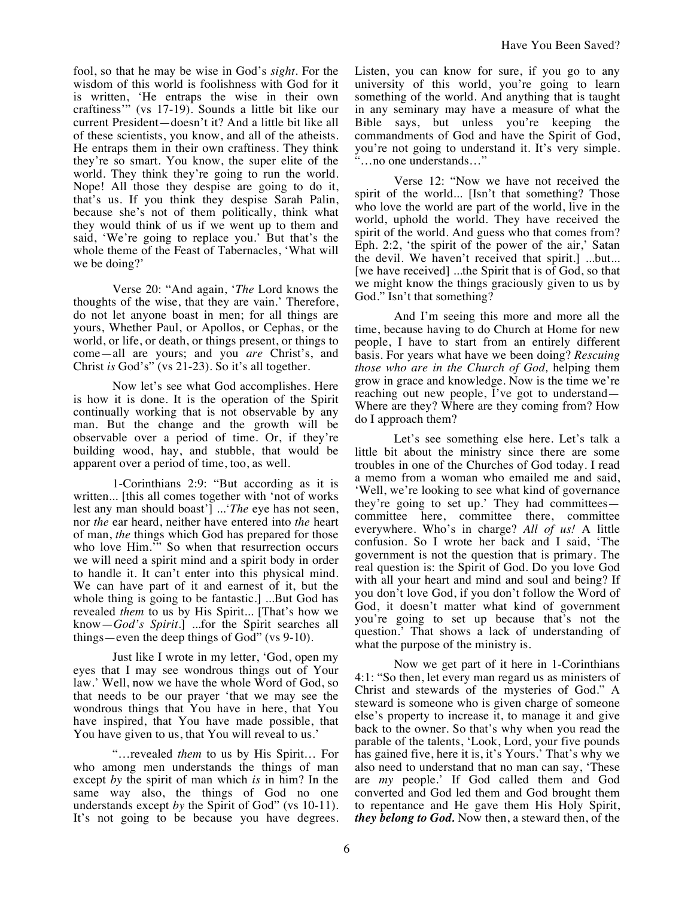fool, so that he may be wise in God's *sight*. For the wisdom of this world is foolishness with God for it is written, 'He entraps the wise in their own craftiness'" (vs 17-19). Sounds a little bit like our current President—doesn't it? And a little bit like all of these scientists, you know, and all of the atheists. He entraps them in their own craftiness. They think they're so smart. You know, the super elite of the world. They think they're going to run the world. Nope! All those they despise are going to do it, that's us. If you think they despise Sarah Palin, because she's not of them politically, think what they would think of us if we went up to them and said, 'We're going to replace you.' But that's the whole theme of the Feast of Tabernacles, 'What will we be doing?'

Verse 20: "And again, '*The* Lord knows the thoughts of the wise, that they are vain.' Therefore, do not let anyone boast in men; for all things are yours, Whether Paul, or Apollos, or Cephas, or the world, or life, or death, or things present, or things to come—all are yours; and you *are* Christ's, and Christ *is* God's" (vs 21-23). So it's all together.

Now let's see what God accomplishes. Here is how it is done. It is the operation of the Spirit continually working that is not observable by any man. But the change and the growth will be observable over a period of time. Or, if they're building wood, hay, and stubble, that would be apparent over a period of time, too, as well.

1-Corinthians 2:9: "But according as it is written... [this all comes together with 'not of works lest any man should boast'] ...'*The* eye has not seen, nor *the* ear heard, neither have entered into *the* heart of man, *the* things which God has prepared for those who love Him.'" So when that resurrection occurs we will need a spirit mind and a spirit body in order to handle it. It can't enter into this physical mind. We can have part of it and earnest of it, but the whole thing is going to be fantastic.] ...But God has revealed *them* to us by His Spirit... [That's how we know—*God's Spirit*.] ...for the Spirit searches all things—even the deep things of God" (vs 9-10).

Just like I wrote in my letter, 'God, open my eyes that I may see wondrous things out of Your law.' Well, now we have the whole Word of God, so that needs to be our prayer 'that we may see the wondrous things that You have in here, that You have inspired, that You have made possible, that You have given to us, that You will reveal to us.'

"…revealed *them* to us by His Spirit… For who among men understands the things of man except *by* the spirit of man which *is* in him? In the same way also, the things of God no one understands except *by* the Spirit of God" (vs 10-11). It's not going to be because you have degrees. Listen, you can know for sure, if you go to any university of this world, you're going to learn something of the world. And anything that is taught in any seminary may have a measure of what the Bible says, but unless you're keeping the commandments of God and have the Spirit of God, you're not going to understand it. It's very simple. "…no one understands…"

Verse 12: "Now we have not received the spirit of the world... [Isn't that something? Those who love the world are part of the world, live in the world, uphold the world. They have received the spirit of the world. And guess who that comes from? Eph. 2:2, 'the spirit of the power of the air,' Satan the devil. We haven't received that spirit.] ...but... [we have received] ...the Spirit that is of God, so that we might know the things graciously given to us by God." Isn't that something?

And I'm seeing this more and more all the time, because having to do Church at Home for new people, I have to start from an entirely different basis. For years what have we been doing? *Rescuing those who are in the Church of God,* helping them grow in grace and knowledge. Now is the time we're reaching out new people, I've got to understand—Where are they? Where are they coming from? How do I approach them?

Let's see something else here. Let's talk a little bit about the ministry since there are some troubles in one of the Churches of God today. I read a memo from a woman who emailed me and said, 'Well, we're looking to see what kind of governance they're going to set up.' They had committees—committee here, committee there, committee everywhere. Who's in charge? *All of us!* A little confusion. So I wrote her back and I said, 'The government is not the question that is primary. The real question is: the Spirit of God. Do you love God with all your heart and mind and soul and being? If you don't love God, if you don't follow the Word of God, it doesn't matter what kind of government you're going to set up because that's not the question.' That shows a lack of understanding of what the purpose of the ministry is.

Now we get part of it here in 1-Corinthians 4:1: "So then, let every man regard us as ministers of Christ and stewards of the mysteries of God." A steward is someone who is given charge of someone else's property to increase it, to manage it and give back to the owner. So that's why when you read the parable of the talents, 'Look, Lord, your five pounds has gained five, here it is, it's Yours.' That's why we also need to understand that no man can say, 'These are *my* people.' If God called them and God converted and God led them and God brought them to repentance and He gave them His Holy Spirit, ***they belong to God.*** Now then, a steward then, of the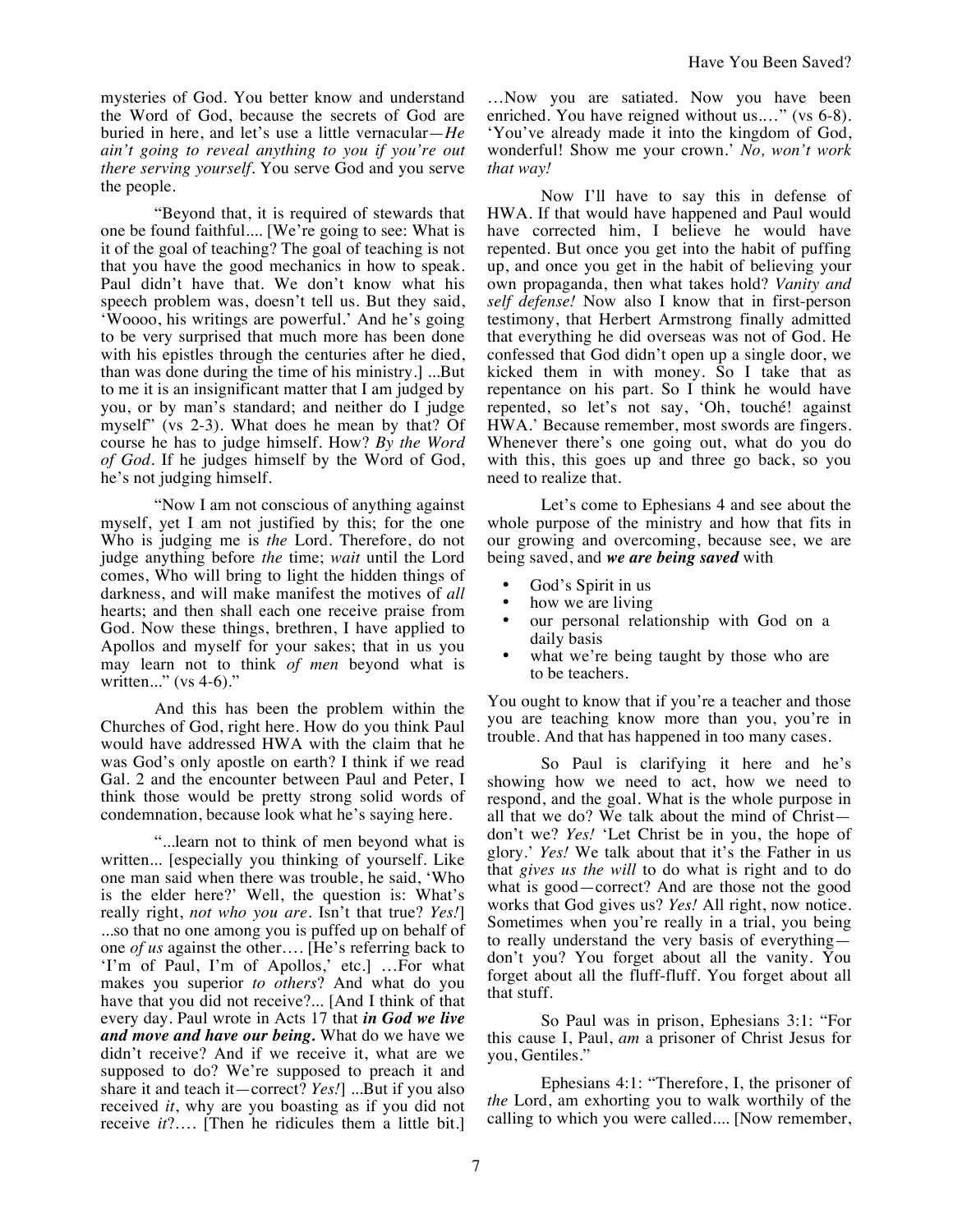mysteries of God. You better know and understand the Word of God, because the secrets of God are buried in here, and let's use a little vernacular—*He ain't going to reveal anything to you if you're out there serving yourself*. You serve God and you serve the people.

"Beyond that, it is required of stewards that one be found faithful.... [We're going to see: What is it of the goal of teaching? The goal of teaching is not that you have the good mechanics in how to speak. Paul didn't have that. We don't know what his speech problem was, doesn't tell us. But they said, 'Woooo, his writings are powerful.' And he's going to be very surprised that much more has been done with his epistles through the centuries after he died, than was done during the time of his ministry.] ...But to me it is an insignificant matter that I am judged by you, or by man's standard; and neither do I judge myself" (vs 2-3). What does he mean by that? Of course he has to judge himself. How? *By the Word of God*. If he judges himself by the Word of God, he's not judging himself.

"Now I am not conscious of anything against myself, yet I am not justified by this; for the one Who is judging me is *the* Lord. Therefore, do not judge anything before *the* time; *wait* until the Lord comes, Who will bring to light the hidden things of darkness, and will make manifest the motives of *all* hearts; and then shall each one receive praise from God. Now these things, brethren, I have applied to Apollos and myself for your sakes; that in us you may learn not to think *of men* beyond what is written..." (vs 4-6)."

And this has been the problem within the Churches of God, right here. How do you think Paul would have addressed HWA with the claim that he was God's only apostle on earth? I think if we read Gal. 2 and the encounter between Paul and Peter, I think those would be pretty strong solid words of condemnation, because look what he's saying here.

"...learn not to think of men beyond what is written... [especially you thinking of yourself. Like one man said when there was trouble, he said, 'Who is the elder here?' Well, the question is: What's really right, *not who you are*. Isn't that true? *Yes!*] ...so that no one among you is puffed up on behalf of one *of us* against the other.... [He's referring back to 'I'm of Paul, I'm of Apollos,' etc.] …For what makes you superior *to others*? And what do you have that you did not receive?... [And I think of that every day. Paul wrote in Acts 17 that ***in God we live and move and have our being.*** What do we have we didn't receive? And if we receive it, what are we supposed to do? We're supposed to preach it and share it and teach it—correct? *Yes!*] ...But if you also received *it*, why are you boasting as if you did not receive *it*?.... [Then he ridicules them a little bit.] …Now you are satiated. Now you have been enriched. You have reigned without us...." (vs 6-8). 'You've already made it into the kingdom of God, wonderful! Show me your crown.' *No, won't work that way!*

Now I'll have to say this in defense of HWA. If that would have happened and Paul would have corrected him, I believe he would have repented. But once you get into the habit of puffing up, and once you get in the habit of believing your own propaganda, then what takes hold? *Vanity and self defense!* Now also I know that in first-person testimony, that Herbert Armstrong finally admitted that everything he did overseas was not of God. He confessed that God didn't open up a single door, we kicked them in with money. So I take that as repentance on his part. So I think he would have repented, so let's not say, 'Oh, touché! against HWA.' Because remember, most swords are fingers. Whenever there's one going out, what do you do with this, this goes up and three go back, so you need to realize that.

Let's come to Ephesians 4 and see about the whole purpose of the ministry and how that fits in our growing and overcoming, because see, we are being saved, and ***we are being saved*** with

- God's Spirit in us
- how we are living
- our personal relationship with God on a daily basis
- what we're being taught by those who are to be teachers.

You ought to know that if you're a teacher and those you are teaching know more than you, you're in trouble. And that has happened in too many cases.

So Paul is clarifying it here and he's showing how we need to act, how we need to respond, and the goal. What is the whole purpose in all that we do? We talk about the mind of Christ—don't we? *Yes!* 'Let Christ be in you, the hope of glory.' *Yes!* We talk about that it's the Father in us that *gives us the will* to do what is right and to do what is good—correct? And are those not the good works that God gives us? *Yes!* All right, now notice. Sometimes when you're really in a trial, you being to really understand the very basis of everything—don't you? You forget about all the vanity. You forget about all the fluff-fluff. You forget about all that stuff.

So Paul was in prison, Ephesians 3:1: "For this cause I, Paul, *am* a prisoner of Christ Jesus for you, Gentiles."

Ephesians 4:1: "Therefore, I, the prisoner of *the* Lord, am exhorting you to walk worthily of the calling to which you were called.... [Now remember,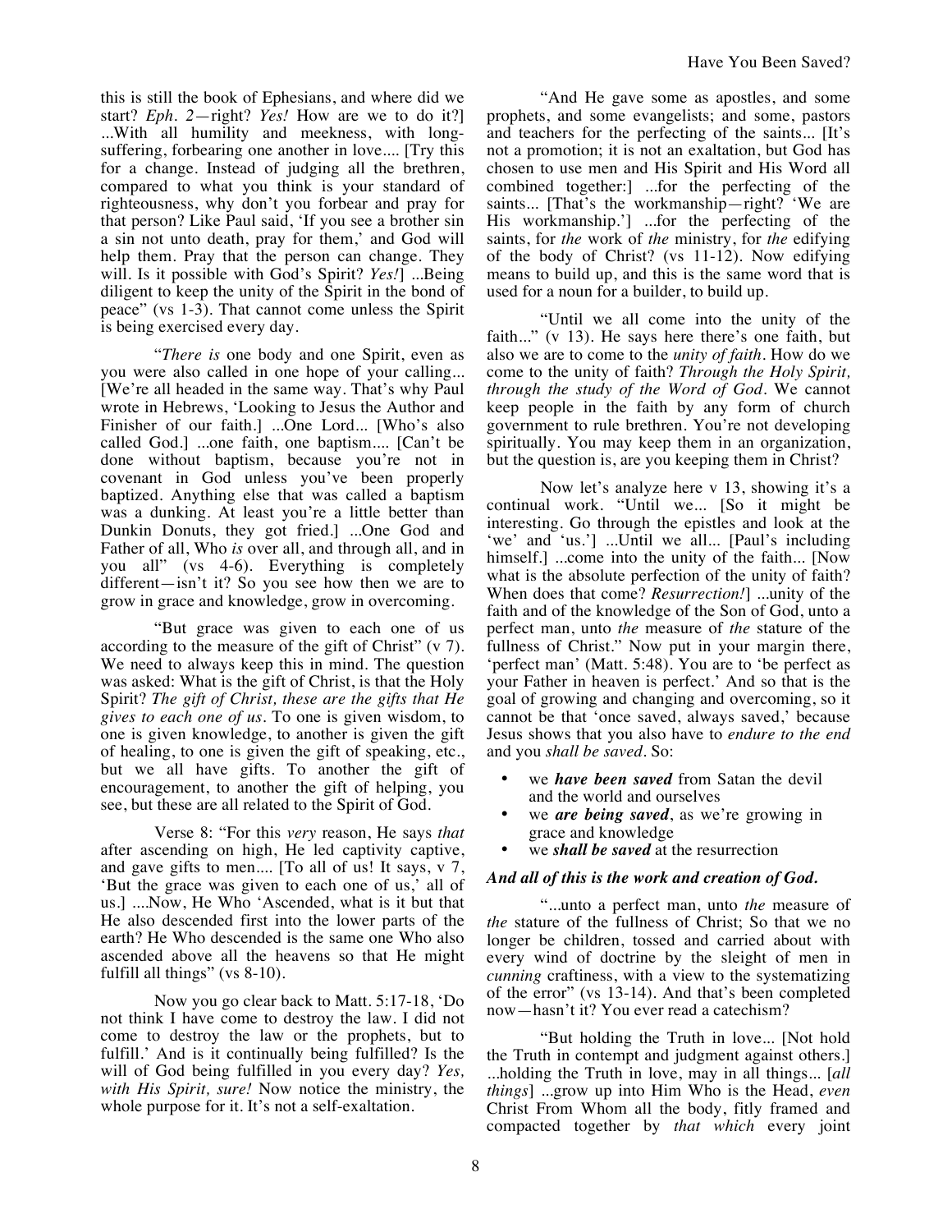this is still the book of Ephesians, and where did we start? *Eph. 2*—right? *Yes!* How are we to do it?] ...With all humility and meekness, with long-suffering, forbearing one another in love.... [Try this for a change. Instead of judging all the brethren, compared to what you think is your standard of righteousness, why don't you forbear and pray for that person? Like Paul said, 'If you see a brother sin a sin not unto death, pray for them,' and God will help them. Pray that the person can change. They will. Is it possible with God's Spirit? *Yes!*] ...Being diligent to keep the unity of the Spirit in the bond of peace" (vs 1-3). That cannot come unless the Spirit is being exercised every day.

"*There is* one body and one Spirit, even as you were also called in one hope of your calling... [We're all headed in the same way. That's why Paul wrote in Hebrews, 'Looking to Jesus the Author and Finisher of our faith.] ...One Lord... [Who's also called God.] ...one faith, one baptism.... [Can't be done without baptism, because you're not in covenant in God unless you've been properly baptized. Anything else that was called a baptism was a dunking. At least you're a little better than Dunkin Donuts, they got fried.] ...One God and Father of all, Who *is* over all, and through all, and in you all" (vs 4-6). Everything is completely different—isn't it? So you see how then we are to grow in grace and knowledge, grow in overcoming.

"But grace was given to each one of us according to the measure of the gift of Christ" (v 7). We need to always keep this in mind. The question was asked: What is the gift of Christ, is that the Holy Spirit? *The gift of Christ, these are the gifts that He gives to each one of us.* To one is given wisdom, to one is given knowledge, to another is given the gift of healing, to one is given the gift of speaking, etc., but we all have gifts. To another the gift of encouragement, to another the gift of helping, you see, but these are all related to the Spirit of God.

Verse 8: "For this *very* reason, He says *that* after ascending on high, He led captivity captive, and gave gifts to men.... [To all of us! It says, v 7, 'But the grace was given to each one of us,' all of us.] ....Now, He Who 'Ascended, what is it but that He also descended first into the lower parts of the earth? He Who descended is the same one Who also ascended above all the heavens so that He might fulfill all things" (vs 8-10).

Now you go clear back to Matt. 5:17-18, 'Do not think I have come to destroy the law. I did not come to destroy the law or the prophets, but to fulfill.' And is it continually being fulfilled? Is the will of God being fulfilled in you every day? *Yes, with His Spirit, sure!* Now notice the ministry, the whole purpose for it. It's not a self-exaltation.

"And He gave some as apostles, and some prophets, and some evangelists; and some, pastors and teachers for the perfecting of the saints... [It's not a promotion; it is not an exaltation, but God has chosen to use men and His Spirit and His Word all combined together:] ...for the perfecting of the saints... [That's the workmanship—right? 'We are His workmanship.'] ...for the perfecting of the saints, for *the* work of *the* ministry, for *the* edifying of the body of Christ? (vs 11-12). Now edifying means to build up, and this is the same word that is used for a noun for a builder, to build up.

"Until we all come into the unity of the faith..." (v 13). He says here there's one faith, but also we are to come to the *unity of faith*. How do we come to the unity of faith? *Through the Holy Spirit, through the study of the Word of God.* We cannot keep people in the faith by any form of church government to rule brethren. You're not developing spiritually. You may keep them in an organization, but the question is, are you keeping them in Christ?

Now let's analyze here v 13, showing it's a continual work. "Until we... [So it might be interesting. Go through the epistles and look at the 'we' and 'us.'] ...Until we all... [Paul's including himself.] ...come into the unity of the faith... [Now what is the absolute perfection of the unity of faith? When does that come? *Resurrection!*] ...unity of the faith and of the knowledge of the Son of God, unto a perfect man, unto *the* measure of *the* stature of the fullness of Christ." Now put in your margin there, 'perfect man' (Matt. 5:48). You are to 'be perfect as your Father in heaven is perfect.' And so that is the goal of growing and changing and overcoming, so it cannot be that 'once saved, always saved,' because Jesus shows that you also have to *endure to the end* and you *shall be saved*. So:

- we ***have been saved*** from Satan the devil and the world and ourselves
- we ***are being saved***, as we're growing in grace and knowledge
- we ***shall be saved*** at the resurrection

***And all of this is the work and creation of God.***

"...unto a perfect man, unto *the* measure of *the* stature of the fullness of Christ; So that we no longer be children, tossed and carried about with every wind of doctrine by the sleight of men in *cunning* craftiness, with a view to the systematizing of the error" (vs 13-14). And that's been completed now—hasn't it? You ever read a catechism?

"But holding the Truth in love... [Not hold the Truth in contempt and judgment against others.] ...holding the Truth in love, may in all things... [*all things*] ...grow up into Him Who is the Head, *even* Christ From Whom all the body, fitly framed and compacted together by *that which* every joint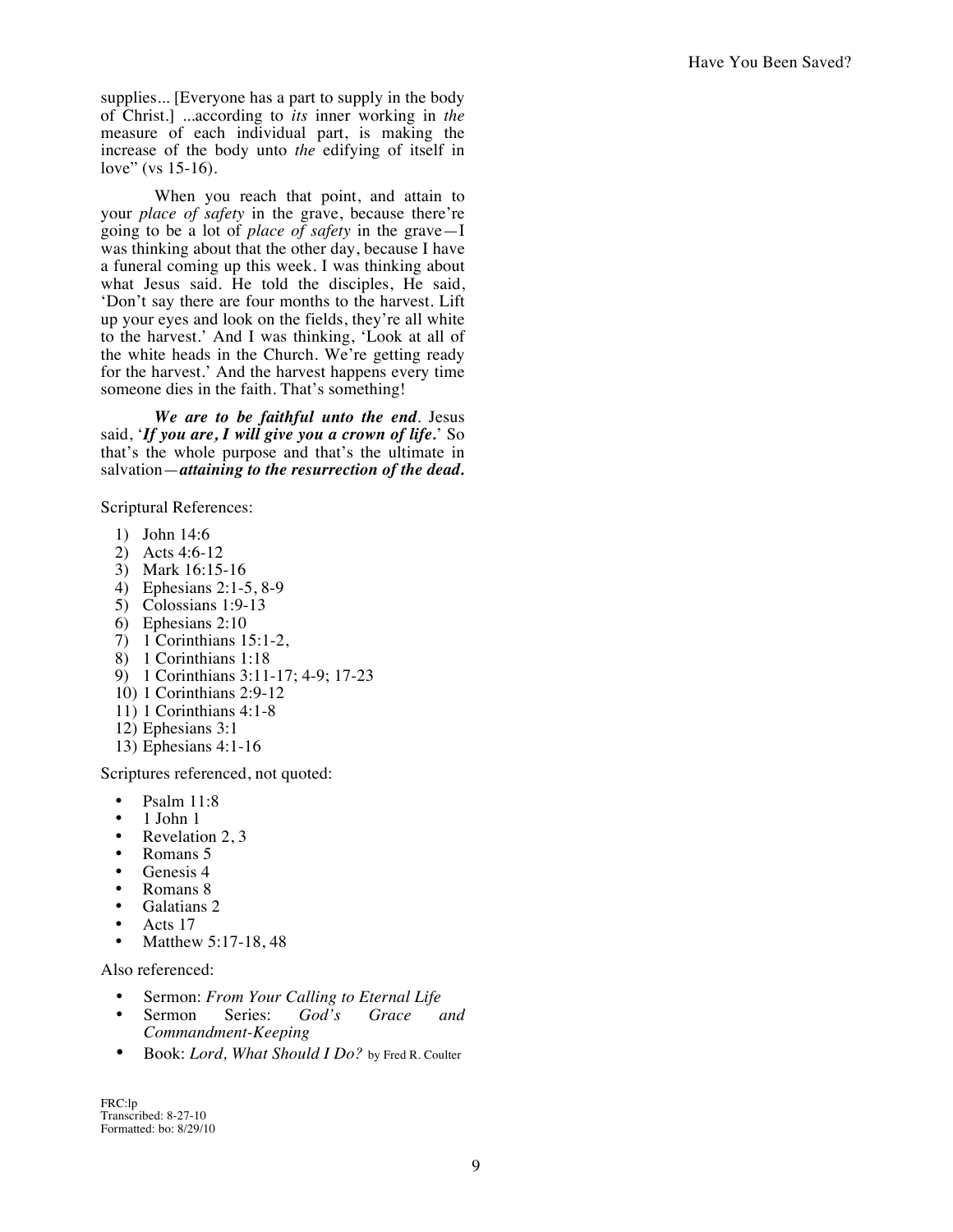supplies... [Everyone has a part to supply in the body of Christ.] ...according to *its* inner working in *the* measure of each individual part, is making the increase of the body unto *the* edifying of itself in love" (vs 15-16).

When you reach that point, and attain to your *place of safety* in the grave, because there're going to be a lot of *place of safety* in the grave—I was thinking about that the other day, because I have a funeral coming up this week. I was thinking about what Jesus said. He told the disciples, He said, 'Don't say there are four months to the harvest. Lift up your eyes and look on the fields, they're all white to the harvest.' And I was thinking, 'Look at all of the white heads in the Church. We're getting ready for the harvest.' And the harvest happens every time someone dies in the faith. That's something!

***We are to be faithful unto the end***. Jesus said, '***If you are, I will give you a crown of life.***' So that's the whole purpose and that's the ultimate in salvation—***attaining to the resurrection of the dead.***

Scriptural References:

1) John 14:6
2) Acts 4:6-12
3) Mark 16:15-16
4) Ephesians 2:1-5, 8-9
5) Colossians 1:9-13
6) Ephesians 2:10
7) 1 Corinthians 15:1-2,
8) 1 Corinthians 1:18
9) 1 Corinthians 3:11-17; 4-9; 17-23
10) 1 Corinthians 2:9-12
11) 1 Corinthians 4:1-8
12) Ephesians 3:1
13) Ephesians 4:1-16

Scriptures referenced, not quoted:

- Psalm 11:8
- 1 John 1
- Revelation 2, 3
- Romans 5
- Genesis 4
- Romans 8
- Galatians 2
- Acts 17
- Matthew 5:17-18, 48

Also referenced:

- Sermon: *From Your Calling to Eternal Life*
- Sermon Series: *God's Grace and Commandment-Keeping*
- Book: *Lord, What Should I Do?* by Fred R. Coulter

FRC:lp
Transcribed: 8-27-10
Formatted: bo: 8/29/10